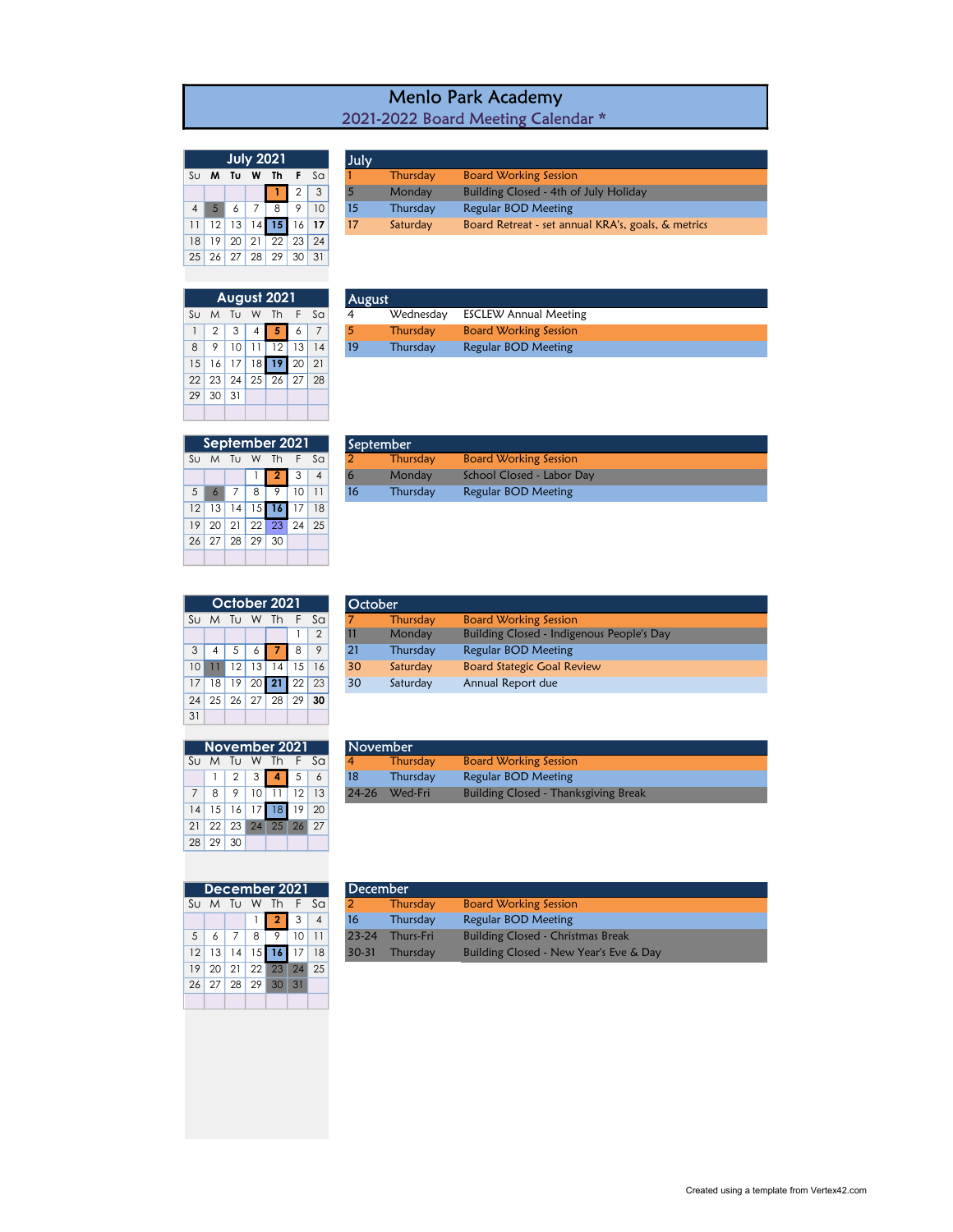# Menlo Park Academy

## 2021-2022 Board Meeting Calendar *

### July 2021

| Su | M | Tu | W | Th | F | Sa |
|---|---|---|---|---|---|---|
| | | | | 1 | 2 | 3 |
| 4 | 5 | 6 | 7 | 8 | 9 | 10 |
| 11 | 12 | 13 | 14 | 15 | 16 | 17 |
| 18 | 19 | 20 | 21 | 22 | 23 | 24 |
| 25 | 26 | 27 | 28 | 29 | 30 | 31 |

**July**

| | | |
|---|---|---|
| 1 | Thursday | Board Working Session |
| 5 | Monday | Building Closed - 4th of July Holiday |
| 15 | Thursday | Regular BOD Meeting |
| 17 | Saturday | Board Retreat - set annual KRA's, goals, & metrics |

### August 2021

| Su | M | Tu | W | Th | F | Sa |
|---|---|---|---|---|---|---|
| 1 | 2 | 3 | 4 | 5 | 6 | 7 |
| 8 | 9 | 10 | 11 | 12 | 13 | 14 |
| 15 | 16 | 17 | 18 | 19 | 20 | 21 |
| 22 | 23 | 24 | 25 | 26 | 27 | 28 |
| 29 | 30 | 31 | | | | |

**August**

| | | |
|---|---|---|
| 4 | Wednesday | ESCLEW Annual Meeting |
| 5 | Thursday | Board Working Session |
| 19 | Thursday | Regular BOD Meeting |

### September 2021

| Su | M | Tu | W | Th | F | Sa |
|---|---|---|---|---|---|---|
| | | | 1 | 2 | 3 | 4 |
| 5 | 6 | 7 | 8 | 9 | 10 | 11 |
| 12 | 13 | 14 | 15 | 16 | 17 | 18 |
| 19 | 20 | 21 | 22 | 23 | 24 | 25 |
| 26 | 27 | 28 | 29 | 30 | | |

**September**

| | | |
|---|---|---|
| 2 | Thursday | Board Working Session |
| 6 | Monday | School Closed - Labor Day |
| 16 | Thursday | Regular BOD Meeting |

### October 2021

| Su | M | Tu | W | Th | F | Sa |
|---|---|---|---|---|---|---|
| | | | | | 1 | 2 |
| 3 | 4 | 5 | 6 | 7 | 8 | 9 |
| 10 | 11 | 12 | 13 | 14 | 15 | 16 |
| 17 | 18 | 19 | 20 | 21 | 22 | 23 |
| 24 | 25 | 26 | 27 | 28 | 29 | 30 |
| 31 | | | | | | |

**October**

| | | |
|---|---|---|
| 7 | Thursday | Board Working Session |
| 11 | Monday | Building Closed - Indigenous People's Day |
| 21 | Thursday | Regular BOD Meeting |
| 30 | Saturday | Board Stategic Goal Review |
| 30 | Saturday | Annual Report due |

### November 2021

| Su | M | Tu | W | Th | F | Sa |
|---|---|---|---|---|---|---|
| | 1 | 2 | 3 | 4 | 5 | 6 |
| 7 | 8 | 9 | 10 | 11 | 12 | 13 |
| 14 | 15 | 16 | 17 | 18 | 19 | 20 |
| 21 | 22 | 23 | 24 | 25 | 26 | 27 |
| 28 | 29 | 30 | | | | |

**November**

| | | |
|---|---|---|
| 4 | Thursday | Board Working Session |
| 18 | Thursday | Regular BOD Meeting |
| 24-26 | Wed-Fri | Building Closed - Thanksgiving Break |

### December 2021

| Su | M | Tu | W | Th | F | Sa |
|---|---|---|---|---|---|---|
| | | | 1 | 2 | 3 | 4 |
| 5 | 6 | 7 | 8 | 9 | 10 | 11 |
| 12 | 13 | 14 | 15 | 16 | 17 | 18 |
| 19 | 20 | 21 | 22 | 23 | 24 | 25 |
| 26 | 27 | 28 | 29 | 30 | 31 | |

**December**

| | | |
|---|---|---|
| 2 | Thursday | Board Working Session |
| 16 | Thursday | Regular BOD Meeting |
| 23-24 | Thurs-Fri | Building Closed - Christmas Break |
| 30-31 | Thursday | Building Closed - New Year's Eve & Day |

Created using a template from Vertex42.com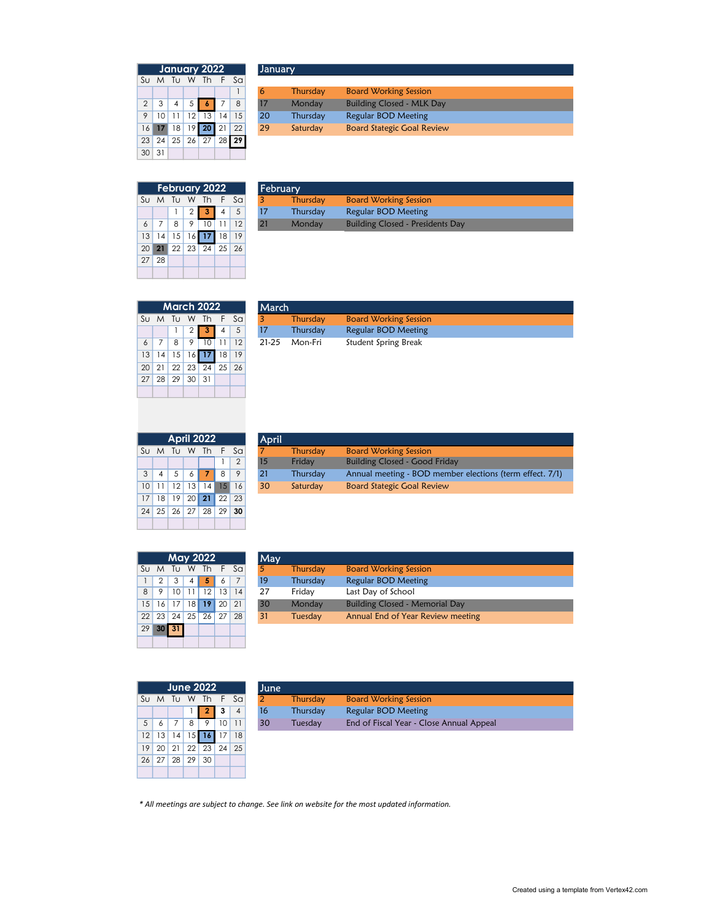## January 2022

| Su | M | Tu | W | Th | F | Sa |
|---|---|---|---|---|---|---|
| | | | | | | 1 |
| 2 | 3 | 4 | 5 | 6 | 7 | 8 |
| 9 | 10 | 11 | 12 | 13 | 14 | 15 |
| 16 | 17 | 18 | 19 | 20 | 21 | 22 |
| 23 | 24 | 25 | 26 | 27 | 28 | 29 |
| 30 | 31 | | | | | |

### January

| | | |
|---|---|---|
| 6 | Thursday | Board Working Session |
| 17 | Monday | Building Closed - MLK Day |
| 20 | Thursday | Regular BOD Meeting |
| 29 | Saturday | Board Stategic Goal Review |

## February 2022

| Su | M | Tu | W | Th | F | Sa |
|---|---|---|---|---|---|---|
| | | 1 | 2 | 3 | 4 | 5 |
| 6 | 7 | 8 | 9 | 10 | 11 | 12 |
| 13 | 14 | 15 | 16 | 17 | 18 | 19 |
| 20 | 21 | 22 | 23 | 24 | 25 | 26 |
| 27 | 28 | | | | | |

### February

| | | |
|---|---|---|
| 3 | Thursday | Board Working Session |
| 17 | Thursday | Regular BOD Meeting |
| 21 | Monday | Building Closed - Presidents Day |

## March 2022

| Su | M | Tu | W | Th | F | Sa |
|---|---|---|---|---|---|---|
| | | 1 | 2 | 3 | 4 | 5 |
| 6 | 7 | 8 | 9 | 10 | 11 | 12 |
| 13 | 14 | 15 | 16 | 17 | 18 | 19 |
| 20 | 21 | 22 | 23 | 24 | 25 | 26 |
| 27 | 28 | 29 | 30 | 31 | | |

### March

| | | |
|---|---|---|
| 3 | Thursday | Board Working Session |
| 17 | Thursday | Regular BOD Meeting |
| 21-25 | Mon-Fri | Student Spring Break |

## April 2022

| Su | M | Tu | W | Th | F | Sa |
|---|---|---|---|---|---|---|
| | | | | | 1 | 2 |
| 3 | 4 | 5 | 6 | 7 | 8 | 9 |
| 10 | 11 | 12 | 13 | 14 | 15 | 16 |
| 17 | 18 | 19 | 20 | 21 | 22 | 23 |
| 24 | 25 | 26 | 27 | 28 | 29 | 30 |

### April

| | | |
|---|---|---|
| 7 | Thursday | Board Working Session |
| 15 | Friday | Building Closed - Good Friday |
| 21 | Thursday | Annual meeting - BOD member elections (term effect. 7/1) |
| 30 | Saturday | Board Stategic Goal Review |

## May 2022

| Su | M | Tu | W | Th | F | Sa |
|---|---|---|---|---|---|---|
| 1 | 2 | 3 | 4 | 5 | 6 | 7 |
| 8 | 9 | 10 | 11 | 12 | 13 | 14 |
| 15 | 16 | 17 | 18 | 19 | 20 | 21 |
| 22 | 23 | 24 | 25 | 26 | 27 | 28 |
| 29 | 30 | 31 | | | | |

### May

| | | |
|---|---|---|
| 5 | Thursday | Board Working Session |
| 19 | Thursday | Regular BOD Meeting |
| 27 | Friday | Last Day of School |
| 30 | Monday | Building Closed - Memorial Day |
| 31 | Tuesday | Annual End of Year Review meeting |

## June 2022

| Su | M | Tu | W | Th | F | Sa |
|---|---|---|---|---|---|---|
| | | | 1 | 2 | 3 | 4 |
| 5 | 6 | 7 | 8 | 9 | 10 | 11 |
| 12 | 13 | 14 | 15 | 16 | 17 | 18 |
| 19 | 20 | 21 | 22 | 23 | 24 | 25 |
| 26 | 27 | 28 | 29 | 30 | | |

### June

| | | |
|---|---|---|
| 2 | Thursday | Board Working Session |
| 16 | Thursday | Regular BOD Meeting |
| 30 | Tuesday | End of Fiscal Year - Close Annual Appeal |

*\* All meetings are subject to change. See link on website for the most updated information.*

Created using a template from Vertex42.com